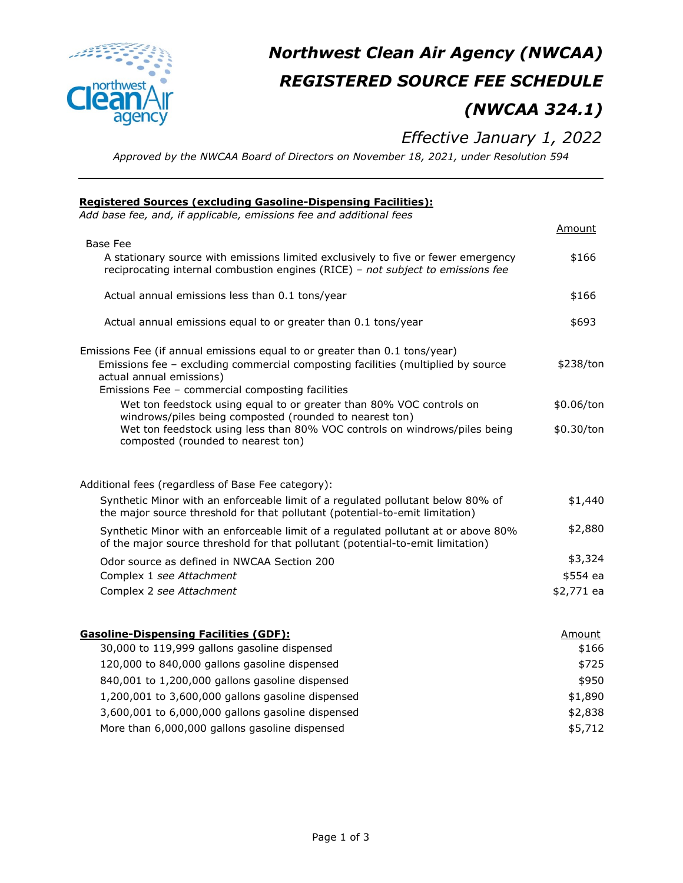# Northwest Clean Air Agency (NWCAA)

# REGISTERED SOURCE FEE SCHEDULE

# (NWCAA 324.1)

*Effective January 1, 2022*

*Approved by the NWCAA Board of Directors on November 18, 2021, under Resolution 594*

---

**Registered Sources (excluding Gasoline-Dispensing Facilities):**

*Add base fee, and, if applicable, emissions fee and additional fees*

| | Amount |
|---|---|
| **Base Fee** | |
| A stationary source with emissions limited exclusively to five or fewer emergency reciprocating internal combustion engines (RICE) – *not subject to emissions fee* | $166 |
| Actual annual emissions less than 0.1 tons/year | $166 |
| Actual annual emissions equal to or greater than 0.1 tons/year | $693 |
| **Emissions Fee (if annual emissions equal to or greater than 0.1 tons/year)** | |
| Emissions fee – excluding commercial composting facilities (multiplied by source actual annual emissions) | $238/ton |
| Emissions Fee – commercial composting facilities | |
| Wet ton feedstock using equal to or greater than 80% VOC controls on windrows/piles being composted (rounded to nearest ton) | $0.06/ton |
| Wet ton feedstock using less than 80% VOC controls on windrows/piles being composted (rounded to nearest ton) | $0.30/ton |
| **Additional fees (regardless of Base Fee category):** | |
| Synthetic Minor with an enforceable limit of a regulated pollutant below 80% of the major source threshold for that pollutant (potential-to-emit limitation) | $1,440 |
| Synthetic Minor with an enforceable limit of a regulated pollutant at or above 80% of the major source threshold for that pollutant (potential-to-emit limitation) | $2,880 |
| Odor source as defined in NWCAA Section 200 | $3,324 |
| Complex 1 *see Attachment* | $554 ea |
| Complex 2 *see Attachment* | $2,771 ea |

**Gasoline-Dispensing Facilities (GDF):**

| | Amount |
|---|---|
| 30,000 to 119,999 gallons gasoline dispensed | $166 |
| 120,000 to 840,000 gallons gasoline dispensed | $725 |
| 840,001 to 1,200,000 gallons gasoline dispensed | $950 |
| 1,200,001 to 3,600,000 gallons gasoline dispensed | $1,890 |
| 3,600,001 to 6,000,000 gallons gasoline dispensed | $2,838 |
| More than 6,000,000 gallons gasoline dispensed | $5,712 |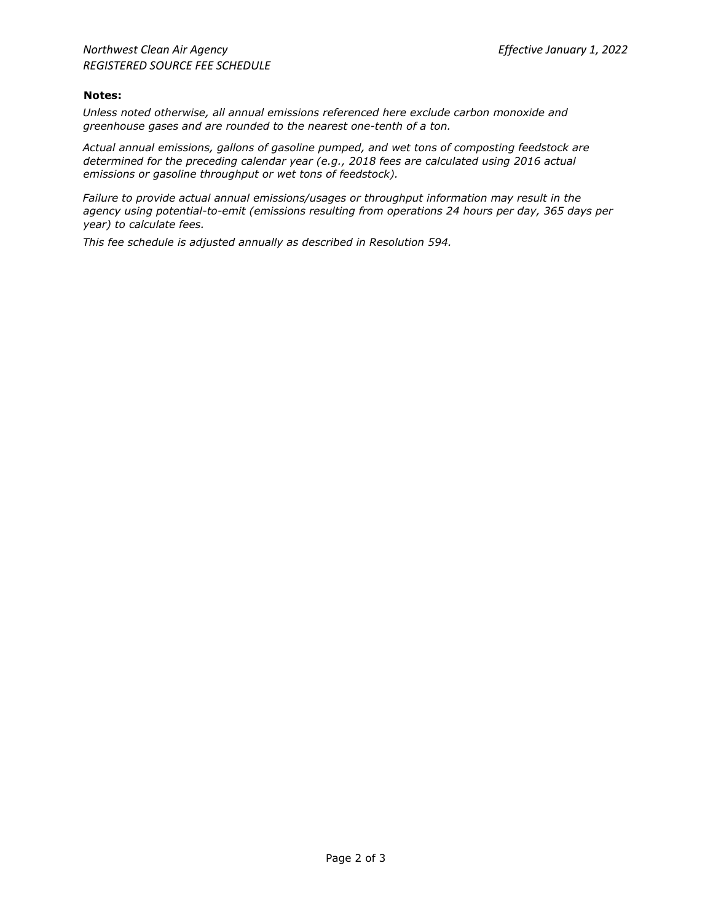**Notes:**

*Unless noted otherwise, all annual emissions referenced here exclude carbon monoxide and greenhouse gases and are rounded to the nearest one-tenth of a ton.*

*Actual annual emissions, gallons of gasoline pumped, and wet tons of composting feedstock are determined for the preceding calendar year (e.g., 2018 fees are calculated using 2016 actual emissions or gasoline throughput or wet tons of feedstock).*

*Failure to provide actual annual emissions/usages or throughput information may result in the agency using potential-to-emit (emissions resulting from operations 24 hours per day, 365 days per year) to calculate fees.*

*This fee schedule is adjusted annually as described in Resolution 594.*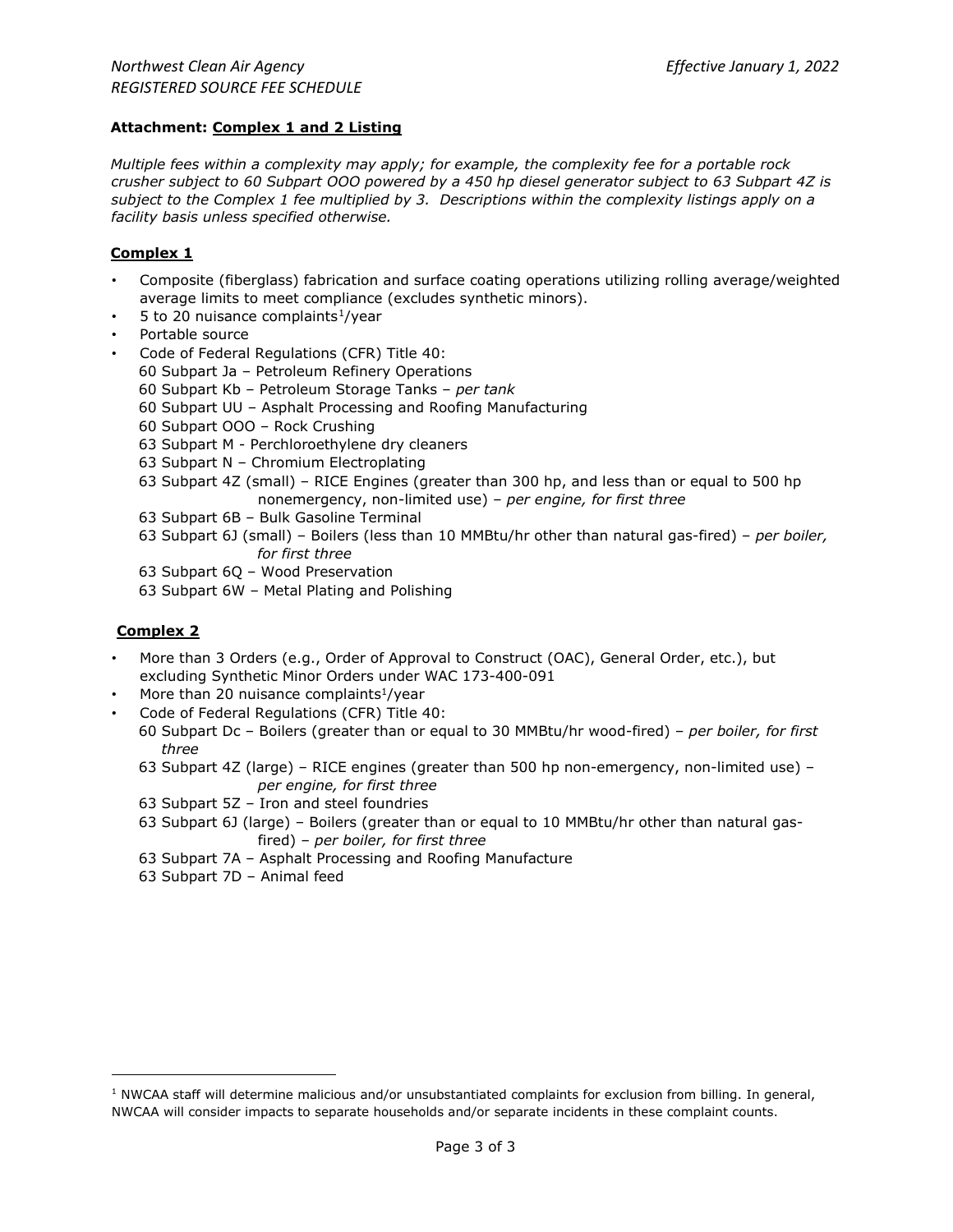**Attachment: Complex 1 and 2 Listing**

*Multiple fees within a complexity may apply; for example, the complexity fee for a portable rock crusher subject to 60 Subpart OOO powered by a 450 hp diesel generator subject to 63 Subpart 4Z is subject to the Complex 1 fee multiplied by 3. Descriptions within the complexity listings apply on a facility basis unless specified otherwise.*

## Complex 1

- Composite (fiberglass) fabrication and surface coating operations utilizing rolling average/weighted average limits to meet compliance (excludes synthetic minors).
- 5 to 20 nuisance complaints[1]/year
- Portable source
- Code of Federal Regulations (CFR) Title 40:
  - 60 Subpart Ja – Petroleum Refinery Operations
  - 60 Subpart Kb – Petroleum Storage Tanks – *per tank*
  - 60 Subpart UU – Asphalt Processing and Roofing Manufacturing
  - 60 Subpart OOO – Rock Crushing
  - 63 Subpart M - Perchloroethylene dry cleaners
  - 63 Subpart N – Chromium Electroplating
  - 63 Subpart 4Z (small) – RICE Engines (greater than 300 hp, and less than or equal to 500 hp nonemergency, non-limited use) – *per engine, for first three*
  - 63 Subpart 6B – Bulk Gasoline Terminal
  - 63 Subpart 6J (small) – Boilers (less than 10 MMBtu/hr other than natural gas-fired) – *per boiler, for first three*
  - 63 Subpart 6Q – Wood Preservation
  - 63 Subpart 6W – Metal Plating and Polishing

## Complex 2

- More than 3 Orders (e.g., Order of Approval to Construct (OAC), General Order, etc.), but excluding Synthetic Minor Orders under WAC 173-400-091
- More than 20 nuisance complaints[1]/year
- Code of Federal Regulations (CFR) Title 40:
  - 60 Subpart Dc – Boilers (greater than or equal to 30 MMBtu/hr wood-fired) – *per boiler, for first three*
  - 63 Subpart 4Z (large) – RICE engines (greater than 500 hp non-emergency, non-limited use) – *per engine, for first three*
  - 63 Subpart 5Z – Iron and steel foundries
  - 63 Subpart 6J (large) – Boilers (greater than or equal to 10 MMBtu/hr other than natural gas-fired) – *per boiler, for first three*
  - 63 Subpart 7A – Asphalt Processing and Roofing Manufacture
  - 63 Subpart 7D – Animal feed

---

[1] NWCAA staff will determine malicious and/or unsubstantiated complaints for exclusion from billing. In general, NWCAA will consider impacts to separate households and/or separate incidents in these complaint counts.